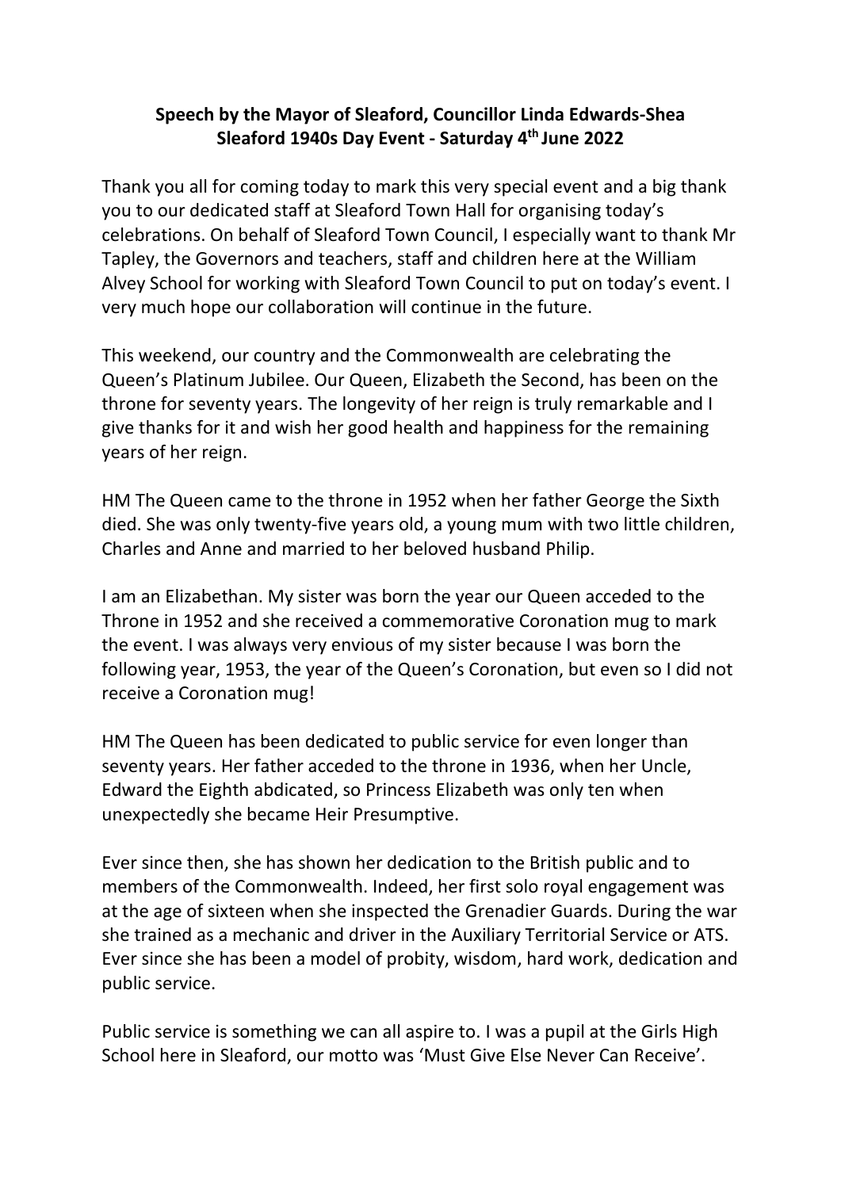**Speech by the Mayor of Sleaford, Councillor Linda Edwards-Shea**
**Sleaford 1940s Day Event - Saturday 4th June 2022**

Thank you all for coming today to mark this very special event and a big thank you to our dedicated staff at Sleaford Town Hall for organising today's celebrations. On behalf of Sleaford Town Council, I especially want to thank Mr Tapley, the Governors and teachers, staff and children here at the William Alvey School for working with Sleaford Town Council to put on today's event. I very much hope our collaboration will continue in the future.

This weekend, our country and the Commonwealth are celebrating the Queen's Platinum Jubilee. Our Queen, Elizabeth the Second, has been on the throne for seventy years. The longevity of her reign is truly remarkable and I give thanks for it and wish her good health and happiness for the remaining years of her reign.

HM The Queen came to the throne in 1952 when her father George the Sixth died. She was only twenty-five years old, a young mum with two little children, Charles and Anne and married to her beloved husband Philip.

I am an Elizabethan. My sister was born the year our Queen acceded to the Throne in 1952 and she received a commemorative Coronation mug to mark the event. I was always very envious of my sister because I was born the following year, 1953, the year of the Queen's Coronation, but even so I did not receive a Coronation mug!

HM The Queen has been dedicated to public service for even longer than seventy years. Her father acceded to the throne in 1936, when her Uncle, Edward the Eighth abdicated, so Princess Elizabeth was only ten when unexpectedly she became Heir Presumptive.

Ever since then, she has shown her dedication to the British public and to members of the Commonwealth. Indeed, her first solo royal engagement was at the age of sixteen when she inspected the Grenadier Guards. During the war she trained as a mechanic and driver in the Auxiliary Territorial Service or ATS. Ever since she has been a model of probity, wisdom, hard work, dedication and public service.

Public service is something we can all aspire to. I was a pupil at the Girls High School here in Sleaford, our motto was 'Must Give Else Never Can Receive'.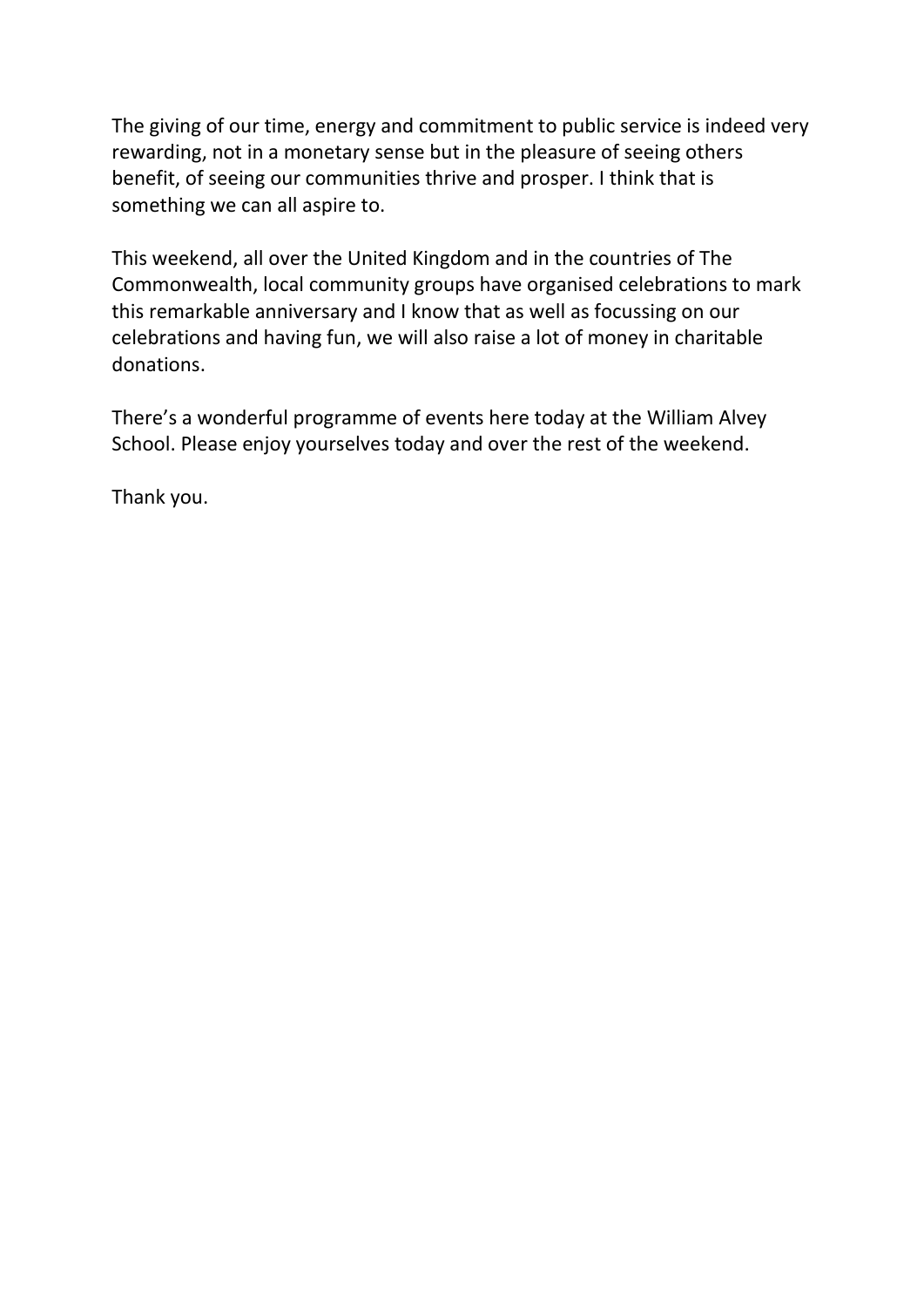The giving of our time, energy and commitment to public service is indeed very rewarding, not in a monetary sense but in the pleasure of seeing others benefit, of seeing our communities thrive and prosper. I think that is something we can all aspire to.

This weekend, all over the United Kingdom and in the countries of The Commonwealth, local community groups have organised celebrations to mark this remarkable anniversary and I know that as well as focussing on our celebrations and having fun, we will also raise a lot of money in charitable donations.

There's a wonderful programme of events here today at the William Alvey School. Please enjoy yourselves today and over the rest of the weekend.

Thank you.